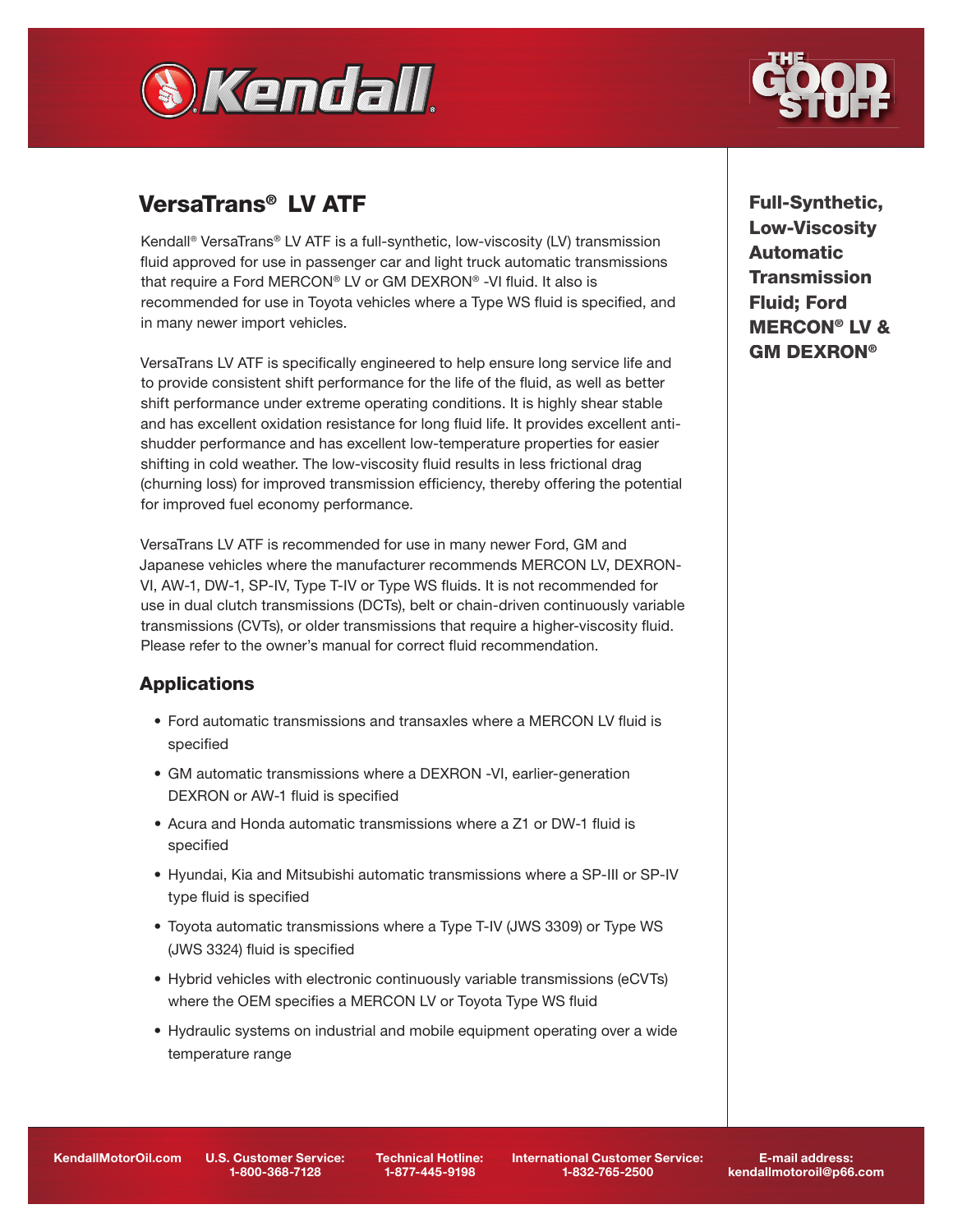# VersaTrans® LV ATF

**Full-Synthetic, Low-Viscosity Automatic Transmission Fluid; Ford MERCON® LV & GM DEXRON®**

Kendall® VersaTrans® LV ATF is a full-synthetic, low-viscosity (LV) transmission fluid approved for use in passenger car and light truck automatic transmissions that require a Ford MERCON® LV or GM DEXRON® -VI fluid. It also is recommended for use in Toyota vehicles where a Type WS fluid is specified, and in many newer import vehicles.

VersaTrans LV ATF is specifically engineered to help ensure long service life and to provide consistent shift performance for the life of the fluid, as well as better shift performance under extreme operating conditions. It is highly shear stable and has excellent oxidation resistance for long fluid life. It provides excellent anti-shudder performance and has excellent low-temperature properties for easier shifting in cold weather. The low-viscosity fluid results in less frictional drag (churning loss) for improved transmission efficiency, thereby offering the potential for improved fuel economy performance.

VersaTrans LV ATF is recommended for use in many newer Ford, GM and Japanese vehicles where the manufacturer recommends MERCON LV, DEXRON-VI, AW-1, DW-1, SP-IV, Type T-IV or Type WS fluids. It is not recommended for use in dual clutch transmissions (DCTs), belt or chain-driven continuously variable transmissions (CVTs), or older transmissions that require a higher-viscosity fluid. Please refer to the owner's manual for correct fluid recommendation.

## Applications

- Ford automatic transmissions and transaxles where a MERCON LV fluid is specified
- GM automatic transmissions where a DEXRON -VI, earlier-generation DEXRON or AW-1 fluid is specified
- Acura and Honda automatic transmissions where a Z1 or DW-1 fluid is specified
- Hyundai, Kia and Mitsubishi automatic transmissions where a SP-III or SP-IV type fluid is specified
- Toyota automatic transmissions where a Type T-IV (JWS 3309) or Type WS (JWS 3324) fluid is specified
- Hybrid vehicles with electronic continuously variable transmissions (eCVTs) where the OEM specifies a MERCON LV or Toyota Type WS fluid
- Hydraulic systems on industrial and mobile equipment operating over a wide temperature range

KendallMotorOil.com | U.S. Customer Service: 1-800-368-7128 | Technical Hotline: 1-877-445-9198 | International Customer Service: 1-832-765-2500 | E-mail address: kendallmotoroil@p66.com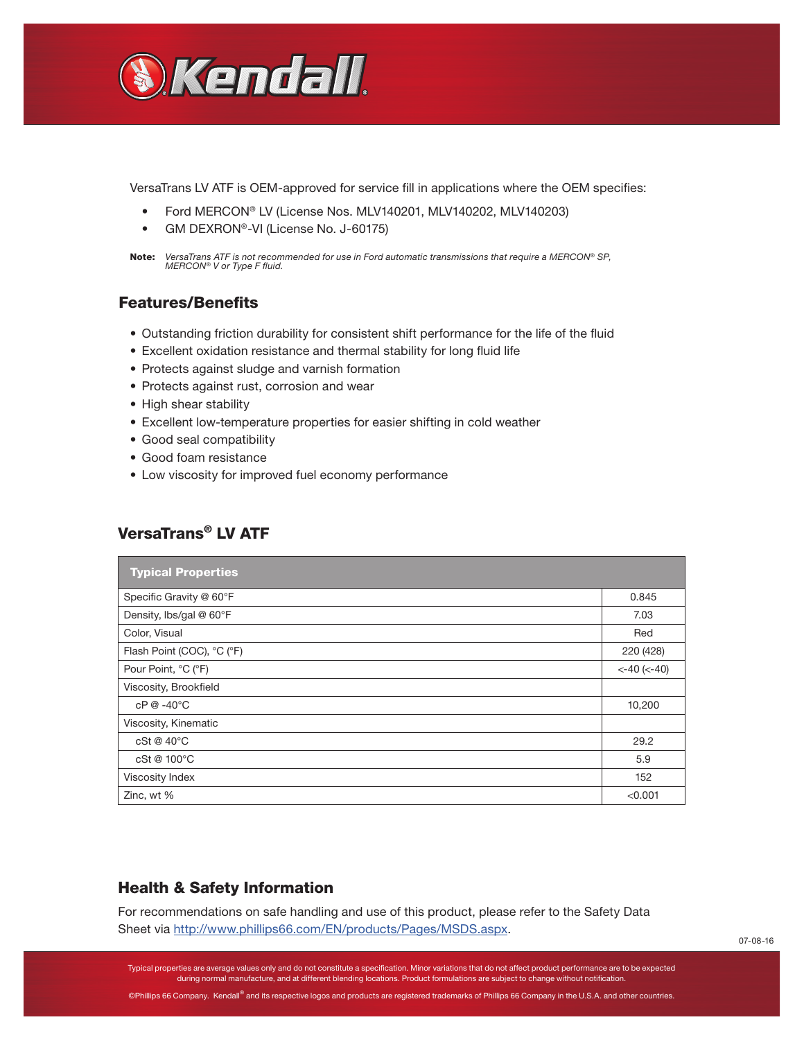VersaTrans LV ATF is OEM-approved for service fill in applications where the OEM specifies:

- Ford MERCON® LV (License Nos. MLV140201, MLV140202, MLV140203)
- GM DEXRON®-VI (License No. J-60175)

**Note:** *VersaTrans ATF is not recommended for use in Ford automatic transmissions that require a MERCON® SP, MERCON® V or Type F fluid.*

## Features/Benefits

- Outstanding friction durability for consistent shift performance for the life of the fluid
- Excellent oxidation resistance and thermal stability for long fluid life
- Protects against sludge and varnish formation
- Protects against rust, corrosion and wear
- High shear stability
- Excellent low-temperature properties for easier shifting in cold weather
- Good seal compatibility
- Good foam resistance
- Low viscosity for improved fuel economy performance

## VersaTrans® LV ATF

| Typical Properties | |
|---|---|
| Specific Gravity @ 60°F | 0.845 |
| Density, lbs/gal @ 60°F | 7.03 |
| Color, Visual | Red |
| Flash Point (COC), °C (°F) | 220 (428) |
| Pour Point, °C (°F) | <-40 (<-40) |
| Viscosity, Brookfield | |
| cP @ -40°C | 10,200 |
| Viscosity, Kinematic | |
| cSt @ 40°C | 29.2 |
| cSt @ 100°C | 5.9 |
| Viscosity Index | 152 |
| Zinc, wt % | <0.001 |

## Health & Safety Information

For recommendations on safe handling and use of this product, please refer to the Safety Data Sheet via http://www.phillips66.com/EN/products/Pages/MSDS.aspx.

07-08-16

Typical properties are average values only and do not constitute a specification. Minor variations that do not affect product performance are to be expected during normal manufacture, and at different blending locations. Product formulations are subject to change without notification.

©Phillips 66 Company. Kendall® and its respective logos and products are registered trademarks of Phillips 66 Company in the U.S.A. and other countries.